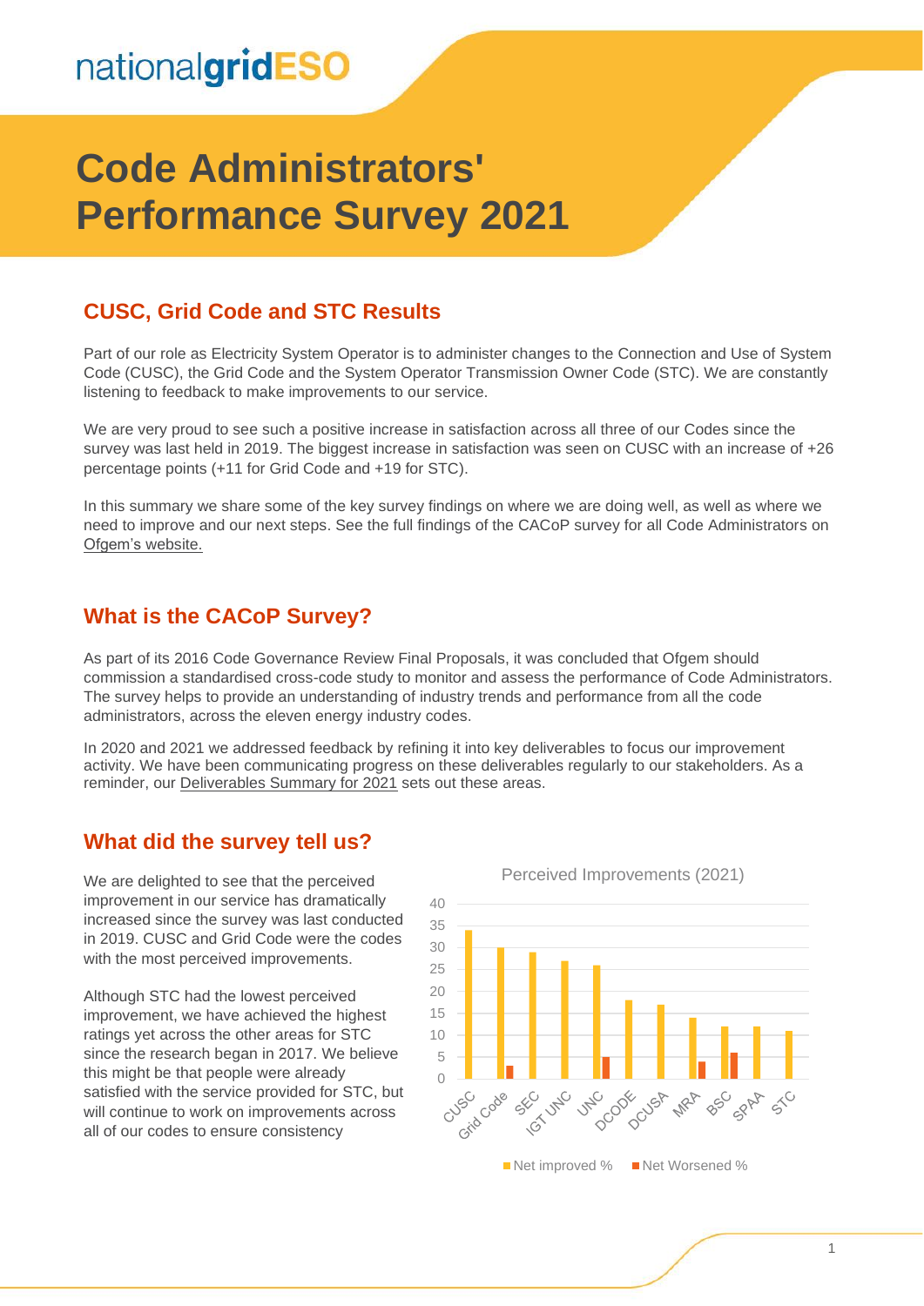nationalgridESO

# Code Administrators' Performance Survey 2021

## CUSC, Grid Code and STC Results

Part of our role as Electricity System Operator is to administer changes to the Connection and Use of System Code (CUSC), the Grid Code and the System Operator Transmission Owner Code (STC). We are constantly listening to feedback to make improvements to our service.

We are very proud to see such a positive increase in satisfaction across all three of our Codes since the survey was last held in 2019. The biggest increase in satisfaction was seen on CUSC with an increase of +26 percentage points (+11 for Grid Code and +19 for STC).

In this summary we share some of the key survey findings on where we are doing well, as well as where we need to improve and our next steps. See the full findings of the CACoP survey for all Code Administrators on Ofgem's website.

## What is the CACoP Survey?

As part of its 2016 Code Governance Review Final Proposals, it was concluded that Ofgem should commission a standardised cross-code study to monitor and assess the performance of Code Administrators. The survey helps to provide an understanding of industry trends and performance from all the code administrators, across the eleven energy industry codes.

In 2020 and 2021 we addressed feedback by refining it into key deliverables to focus our improvement activity. We have been communicating progress on these deliverables regularly to our stakeholders. As a reminder, our Deliverables Summary for 2021 sets out these areas.

## What did the survey tell us?

We are delighted to see that the perceived improvement in our service has dramatically increased since the survey was last conducted in 2019. CUSC and Grid Code were the codes with the most perceived improvements.

Although STC had the lowest perceived improvement, we have achieved the highest ratings yet across the other areas for STC since the research began in 2017. We believe this might be that people were already satisfied with the service provided for STC, but will continue to work on improvements across all of our codes to ensure consistency

Perceived Improvements (2021)

| Code | Net improved % | Net Worsened % |
|---|---|---|
| CUSC | 34 | |
| Grid Code | 30 | 3 |
| SEC | 29 | |
| IGT UNC | 27 | |
| UNC | 26 | 5 |
| DCODE | 18 | |
| DCUSA | 17 | |
| MRA | 14 | 4 |
| BSC | 12 | 6 |
| SPAA | 12 | |
| STC | 11 | |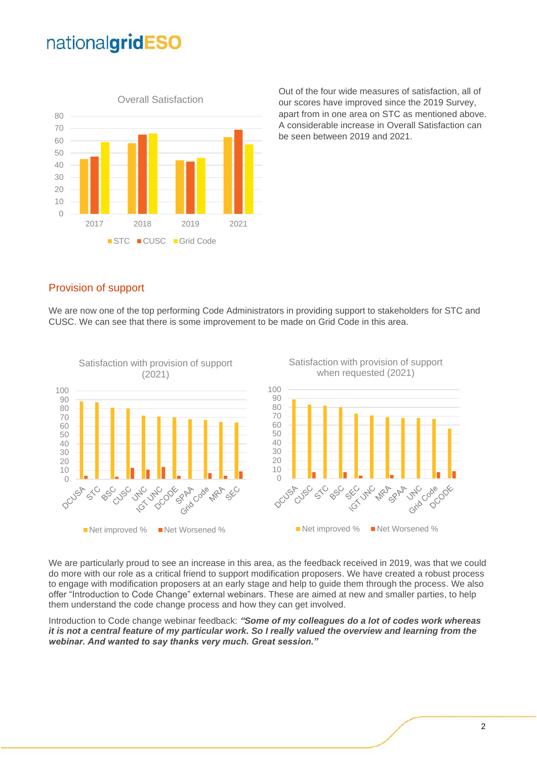Overall Satisfaction

Out of the four wide measures of satisfaction, all of our scores have improved since the 2019 Survey, apart from in one area on STC as mentioned above. A considerable increase in Overall Satisfaction can be seen between 2019 and 2021.

## Provision of support

We are now one of the top performing Code Administrators in providing support to stakeholders for STC and CUSC. We can see that there is some improvement to be made on Grid Code in this area.

Satisfaction with provision of support (2021)

Satisfaction with provision of support when requested (2021)

We are particularly proud to see an increase in this area, as the feedback received in 2019, was that we could do more with our role as a critical friend to support modification proposers. We have created a robust process to engage with modification proposers at an early stage and help to guide them through the process. We also offer "Introduction to Code Change" external webinars. These are aimed at new and smaller parties, to help them understand the code change process and how they can get involved.

Introduction to Code change webinar feedback: ***"Some of my colleagues do a lot of codes work whereas it is not a central feature of my particular work. So I really valued the overview and learning from the webinar. And wanted to say thanks very much. Great session."***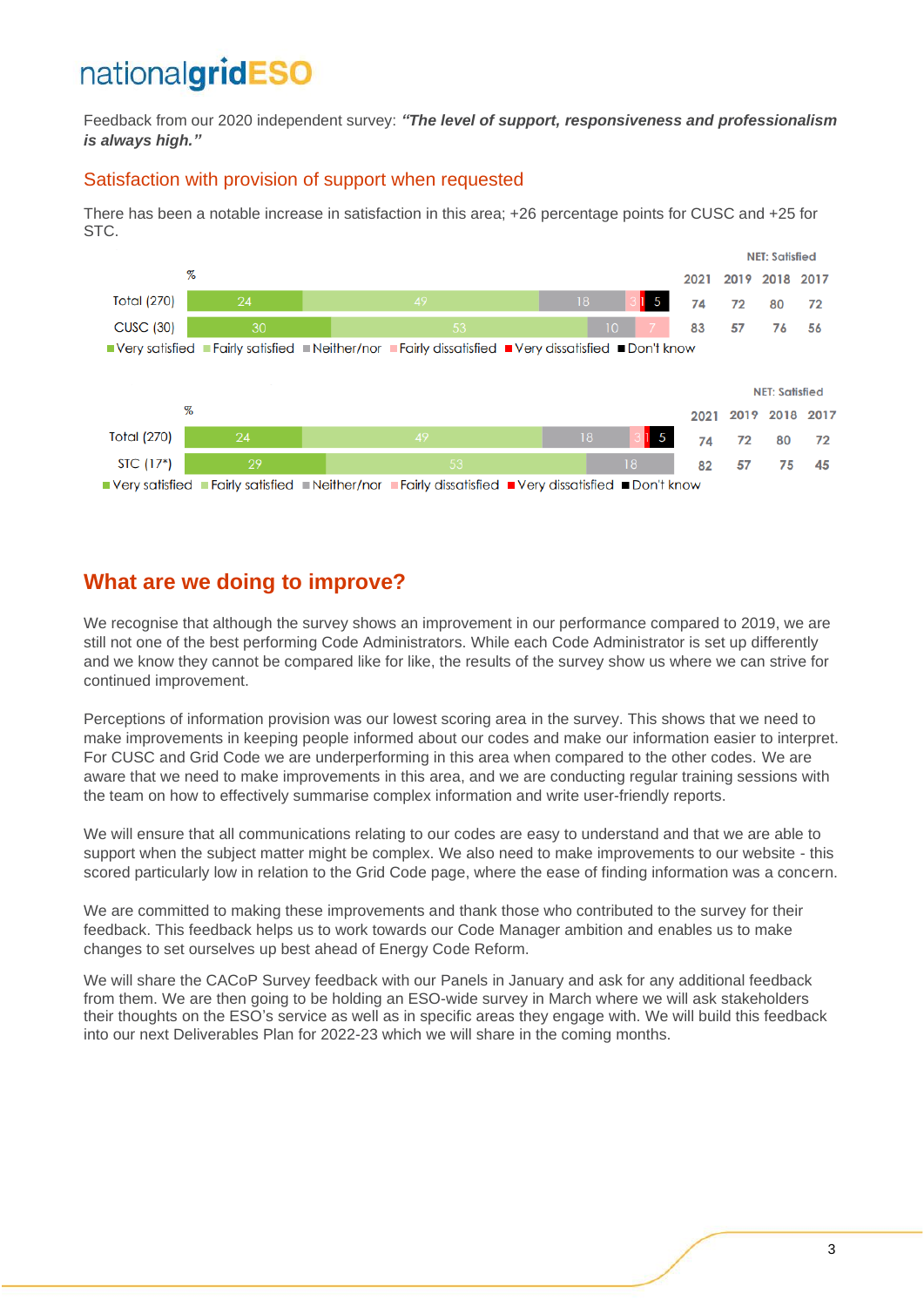Feedback from our 2020 independent survey: ***"The level of support, responsiveness and professionalism is always high."***

## Satisfaction with provision of support when requested

There has been a notable increase in satisfaction in this area; +26 percentage points for CUSC and +25 for STC.

%

NET: Satisfied

2021 2019 2018 2017

Total (270) 24 49 18 3 1 5 74 72 80 72

CUSC (30) 30 53 10 7 83 57 76 56

Very satisfied · Fairly satisfied · Neither/nor · Fairly dissatisfied · Very dissatisfied · Don't know

%

NET: Satisfied

2021 2019 2018 2017

Total (270) 24 49 18 3 1 5 74 72 80 72

STC (17*) 29 53 18 82 57 75 45

Very satisfied · Fairly satisfied · Neither/nor · Fairly dissatisfied · Very dissatisfied · Don't know

# What are we doing to improve?

We recognise that although the survey shows an improvement in our performance compared to 2019, we are still not one of the best performing Code Administrators. While each Code Administrator is set up differently and we know they cannot be compared like for like, the results of the survey show us where we can strive for continued improvement.

Perceptions of information provision was our lowest scoring area in the survey. This shows that we need to make improvements in keeping people informed about our codes and make our information easier to interpret. For CUSC and Grid Code we are underperforming in this area when compared to the other codes. We are aware that we need to make improvements in this area, and we are conducting regular training sessions with the team on how to effectively summarise complex information and write user-friendly reports.

We will ensure that all communications relating to our codes are easy to understand and that we are able to support when the subject matter might be complex. We also need to make improvements to our website - this scored particularly low in relation to the Grid Code page, where the ease of finding information was a concern.

We are committed to making these improvements and thank those who contributed to the survey for their feedback. This feedback helps us to work towards our Code Manager ambition and enables us to make changes to set ourselves up best ahead of Energy Code Reform.

We will share the CACoP Survey feedback with our Panels in January and ask for any additional feedback from them. We are then going to be holding an ESO-wide survey in March where we will ask stakeholders their thoughts on the ESO's service as well as in specific areas they engage with. We will build this feedback into our next Deliverables Plan for 2022-23 which we will share in the coming months.